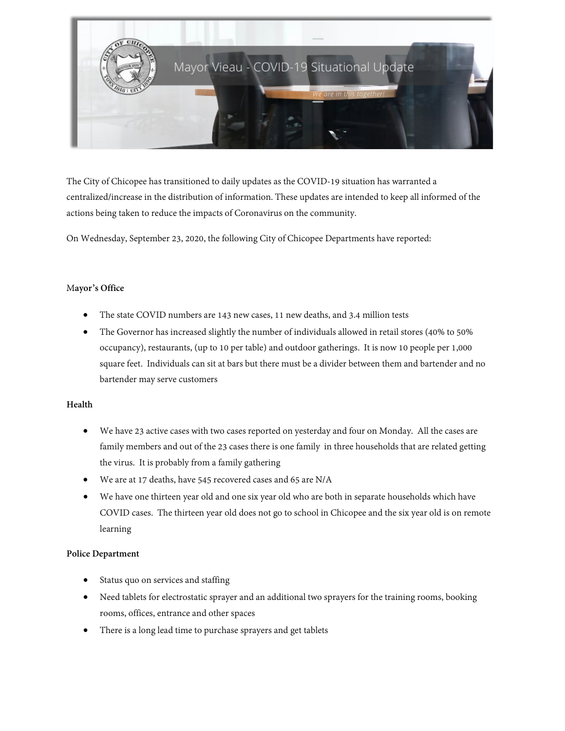Mayor Vieau - COVID-19 Situational Update

*We are in this together!*

The City of Chicopee has transitioned to daily updates as the COVID-19 situation has warranted a centralized/increase in the distribution of information. These updates are intended to keep all informed of the actions being taken to reduce the impacts of Coronavirus on the community.

On Wednesday, September 23, 2020, the following City of Chicopee Departments have reported:

**Mayor's Office**

- The state COVID numbers are 143 new cases, 11 new deaths, and 3.4 million tests
- The Governor has increased slightly the number of individuals allowed in retail stores (40% to 50% occupancy), restaurants, (up to 10 per table) and outdoor gatherings. It is now 10 people per 1,000 square feet. Individuals can sit at bars but there must be a divider between them and bartender and no bartender may serve customers

**Health**

- We have 23 active cases with two cases reported on yesterday and four on Monday. All the cases are family members and out of the 23 cases there is one family in three households that are related getting the virus. It is probably from a family gathering
- We are at 17 deaths, have 545 recovered cases and 65 are N/A
- We have one thirteen year old and one six year old who are both in separate households which have COVID cases. The thirteen year old does not go to school in Chicopee and the six year old is on remote learning

**Police Department**

- Status quo on services and staffing
- Need tablets for electrostatic sprayer and an additional two sprayers for the training rooms, booking rooms, offices, entrance and other spaces
- There is a long lead time to purchase sprayers and get tablets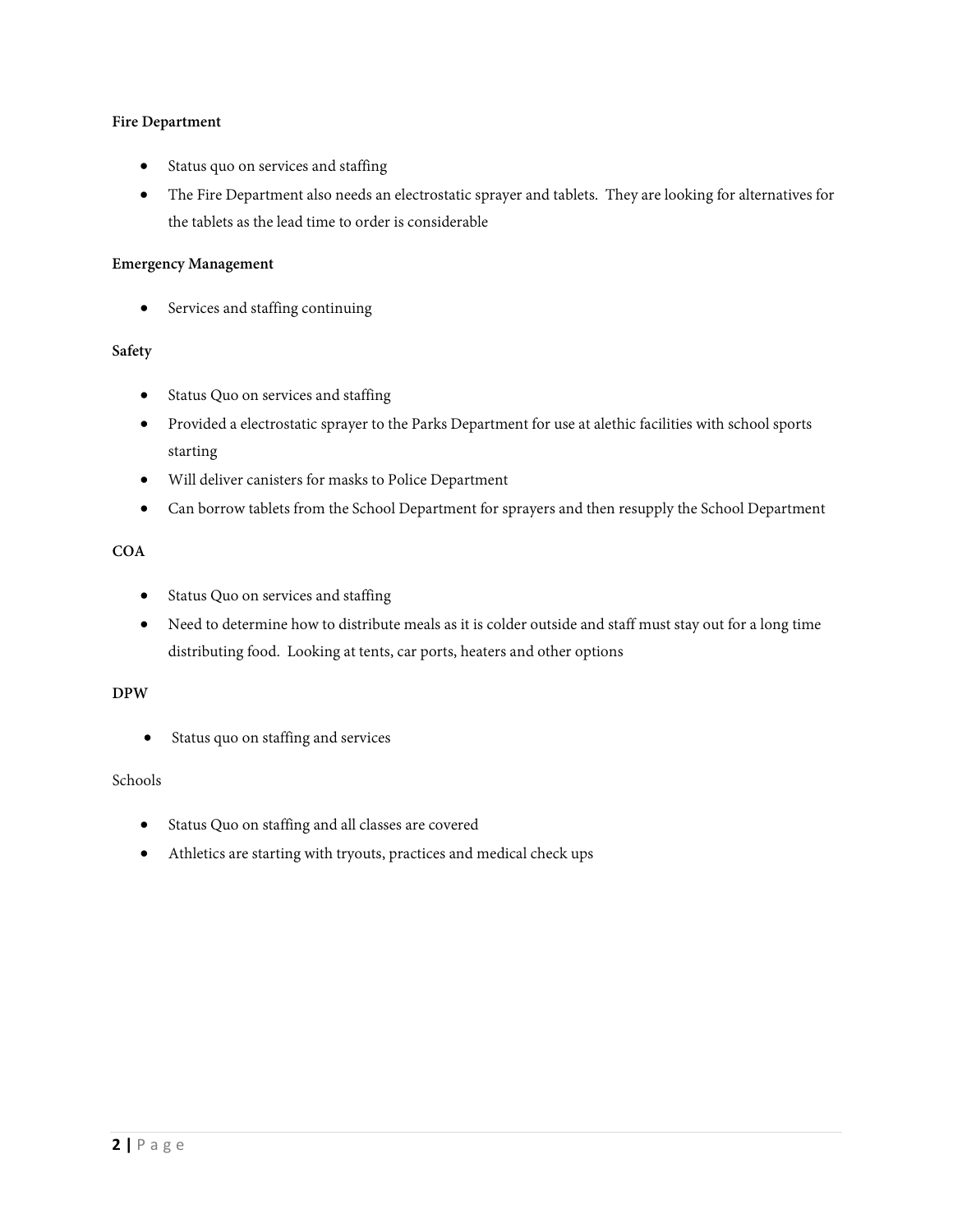**Fire Department**

- Status quo on services and staffing
- The Fire Department also needs an electrostatic sprayer and tablets. They are looking for alternatives for the tablets as the lead time to order is considerable

**Emergency Management**

- Services and staffing continuing

**Safety**

- Status Quo on services and staffing
- Provided a electrostatic sprayer to the Parks Department for use at alethic facilities with school sports starting
- Will deliver canisters for masks to Police Department
- Can borrow tablets from the School Department for sprayers and then resupply the School Department

**COA**

- Status Quo on services and staffing
- Need to determine how to distribute meals as it is colder outside and staff must stay out for a long time distributing food. Looking at tents, car ports, heaters and other options

**DPW**

- Status quo on staffing and services

Schools

- Status Quo on staffing and all classes are covered
- Athletics are starting with tryouts, practices and medical check ups